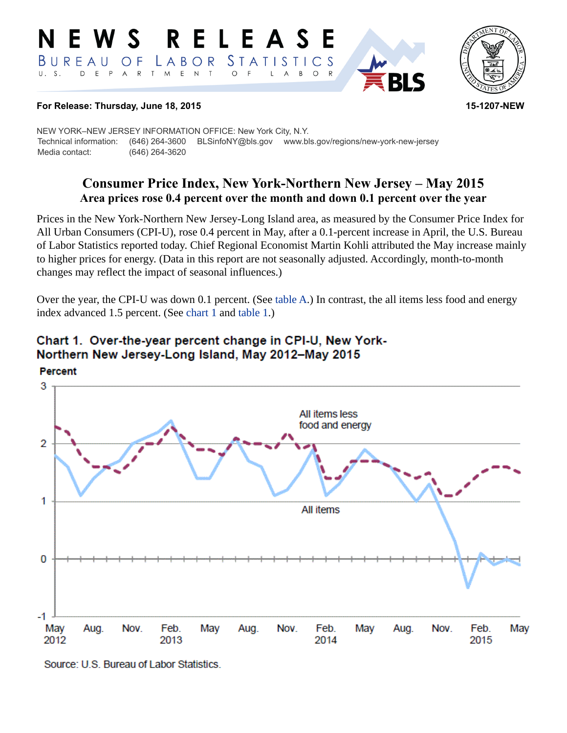# NEWS RELEASE

BUREAU OF LABOR STATISTICS
U. S. DEPARTMENT OF LABOR

**For Release: Thursday, June 18, 2015** **15-1207-NEW**

NEW YORK–NEW JERSEY INFORMATION OFFICE: New York City, N.Y.
Technical information: (646) 264-3600 BLSinfoNY@bls.gov www.bls.gov/regions/new-york-new-jersey
Media contact: (646) 264-3620

## Consumer Price Index, New York-Northern New Jersey – May 2015

### Area prices rose 0.4 percent over the month and down 0.1 percent over the year

Prices in the New York-Northern New Jersey-Long Island area, as measured by the Consumer Price Index for All Urban Consumers (CPI-U), rose 0.4 percent in May, after a 0.1-percent increase in April, the U.S. Bureau of Labor Statistics reported today. Chief Regional Economist Martin Kohli attributed the May increase mainly to higher prices for energy. (Data in this report are not seasonally adjusted. Accordingly, month-to-month changes may reflect the impact of seasonal influences.)

Over the year, the CPI-U was down 0.1 percent. (See table A.) In contrast, the all items less food and energy index advanced 1.5 percent. (See chart 1 and table 1.)

**Chart 1. Over-the-year percent change in CPI-U, New York-Northern New Jersey-Long Island, May 2012–May 2015**

Source: U.S. Bureau of Labor Statistics.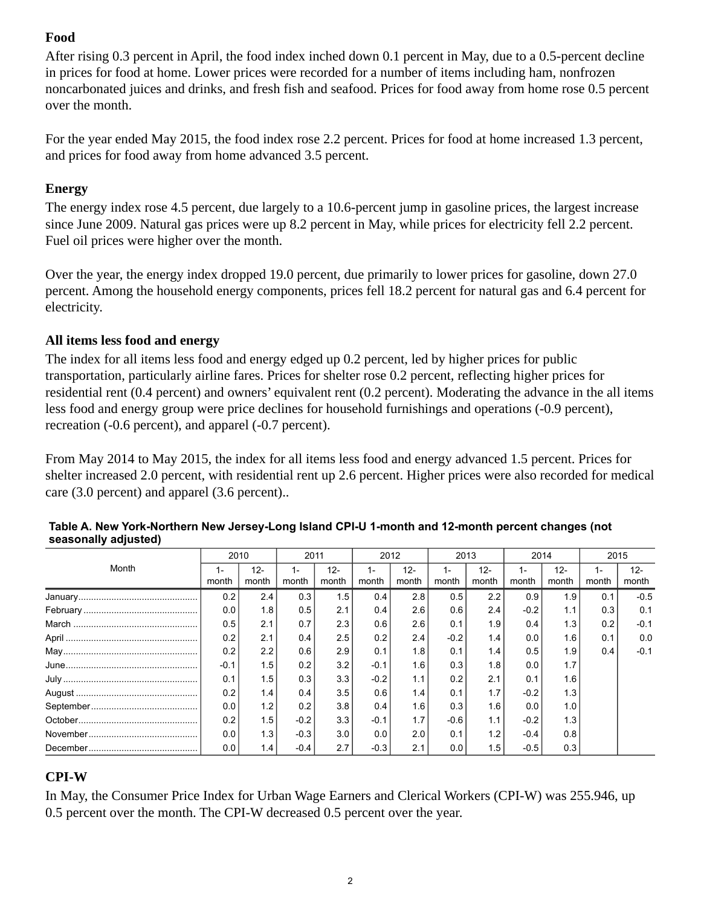### Food

After rising 0.3 percent in April, the food index inched down 0.1 percent in May, due to a 0.5-percent decline in prices for food at home. Lower prices were recorded for a number of items including ham, nonfrozen noncarbonated juices and drinks, and fresh fish and seafood. Prices for food away from home rose 0.5 percent over the month.

For the year ended May 2015, the food index rose 2.2 percent. Prices for food at home increased 1.3 percent, and prices for food away from home advanced 3.5 percent.

### Energy

The energy index rose 4.5 percent, due largely to a 10.6-percent jump in gasoline prices, the largest increase since June 2009. Natural gas prices were up 8.2 percent in May, while prices for electricity fell 2.2 percent. Fuel oil prices were higher over the month.

Over the year, the energy index dropped 19.0 percent, due primarily to lower prices for gasoline, down 27.0 percent. Among the household energy components, prices fell 18.2 percent for natural gas and 6.4 percent for electricity.

### All items less food and energy

The index for all items less food and energy edged up 0.2 percent, led by higher prices for public transportation, particularly airline fares. Prices for shelter rose 0.2 percent, reflecting higher prices for residential rent (0.4 percent) and owners' equivalent rent (0.2 percent). Moderating the advance in the all items less food and energy group were price declines for household furnishings and operations (-0.9 percent), recreation (-0.6 percent), and apparel (-0.7 percent).

From May 2014 to May 2015, the index for all items less food and energy advanced 1.5 percent. Prices for shelter increased 2.0 percent, with residential rent up 2.6 percent. Higher prices were also recorded for medical care (3.0 percent) and apparel (3.6 percent)..

**Table A. New York-Northern New Jersey-Long Island CPI-U 1-month and 12-month percent changes (not seasonally adjusted)**

| Month | 2010 | | 2011 | | 2012 | | 2013 | | 2014 | | 2015 | |
|---|---|---|---|---|---|---|---|---|---|---|---|---|
| | 1-month | 12-month | 1-month | 12-month | 1-month | 12-month | 1-month | 12-month | 1-month | 12-month | 1-month | 12-month |
| January | 0.2 | 2.4 | 0.3 | 1.5 | 0.4 | 2.8 | 0.5 | 2.2 | 0.9 | 1.9 | 0.1 | -0.5 |
| February | 0.0 | 1.8 | 0.5 | 2.1 | 0.4 | 2.6 | 0.6 | 2.4 | -0.2 | 1.1 | 0.3 | 0.1 |
| March | 0.5 | 2.1 | 0.7 | 2.3 | 0.6 | 2.6 | 0.1 | 1.9 | 0.4 | 1.3 | 0.2 | -0.1 |
| April | 0.2 | 2.1 | 0.4 | 2.5 | 0.2 | 2.4 | -0.2 | 1.4 | 0.0 | 1.6 | 0.1 | 0.0 |
| May | 0.2 | 2.2 | 0.6 | 2.9 | 0.1 | 1.8 | 0.1 | 1.4 | 0.5 | 1.9 | 0.4 | -0.1 |
| June | -0.1 | 1.5 | 0.2 | 3.2 | -0.1 | 1.6 | 0.3 | 1.8 | 0.0 | 1.7 | | |
| July | 0.1 | 1.5 | 0.3 | 3.3 | -0.2 | 1.1 | 0.2 | 2.1 | 0.1 | 1.6 | | |
| August | 0.2 | 1.4 | 0.4 | 3.5 | 0.6 | 1.4 | 0.1 | 1.7 | -0.2 | 1.3 | | |
| September | 0.0 | 1.2 | 0.2 | 3.8 | 0.4 | 1.6 | 0.3 | 1.6 | 0.0 | 1.0 | | |
| October | 0.2 | 1.5 | -0.2 | 3.3 | -0.1 | 1.7 | -0.6 | 1.1 | -0.2 | 1.3 | | |
| November | 0.0 | 1.3 | -0.3 | 3.0 | 0.0 | 2.0 | 0.1 | 1.2 | -0.4 | 0.8 | | |
| December | 0.0 | 1.4 | -0.4 | 2.7 | -0.3 | 2.1 | 0.0 | 1.5 | -0.5 | 0.3 | | |

### CPI-W

In May, the Consumer Price Index for Urban Wage Earners and Clerical Workers (CPI-W) was 255.946, up 0.5 percent over the month. The CPI-W decreased 0.5 percent over the year.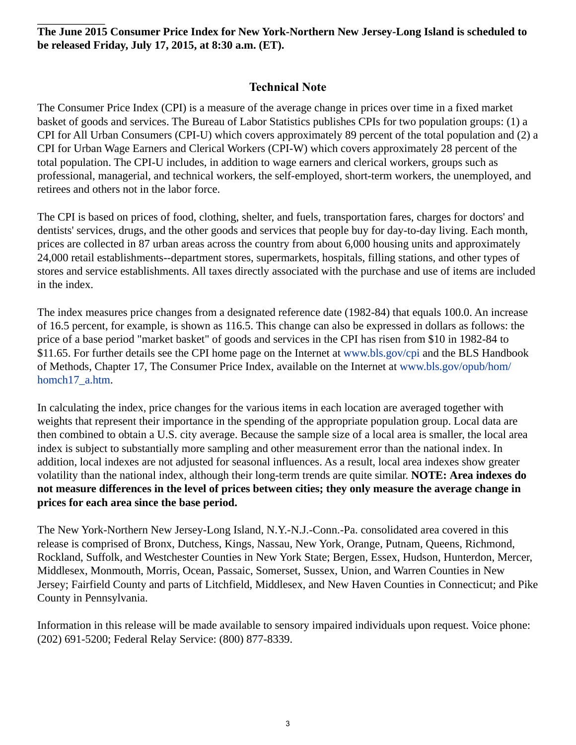**The June 2015 Consumer Price Index for New York-Northern New Jersey-Long Island is scheduled to be released Friday, July 17, 2015, at 8:30 a.m. (ET).**

## Technical Note

The Consumer Price Index (CPI) is a measure of the average change in prices over time in a fixed market basket of goods and services. The Bureau of Labor Statistics publishes CPIs for two population groups: (1) a CPI for All Urban Consumers (CPI-U) which covers approximately 89 percent of the total population and (2) a CPI for Urban Wage Earners and Clerical Workers (CPI-W) which covers approximately 28 percent of the total population. The CPI-U includes, in addition to wage earners and clerical workers, groups such as professional, managerial, and technical workers, the self-employed, short-term workers, the unemployed, and retirees and others not in the labor force.

The CPI is based on prices of food, clothing, shelter, and fuels, transportation fares, charges for doctors' and dentists' services, drugs, and the other goods and services that people buy for day-to-day living. Each month, prices are collected in 87 urban areas across the country from about 6,000 housing units and approximately 24,000 retail establishments--department stores, supermarkets, hospitals, filling stations, and other types of stores and service establishments. All taxes directly associated with the purchase and use of items are included in the index.

The index measures price changes from a designated reference date (1982-84) that equals 100.0. An increase of 16.5 percent, for example, is shown as 116.5. This change can also be expressed in dollars as follows: the price of a base period "market basket" of goods and services in the CPI has risen from $10 in 1982-84 to $11.65. For further details see the CPI home page on the Internet at www.bls.gov/cpi and the BLS Handbook of Methods, Chapter 17, The Consumer Price Index, available on the Internet at www.bls.gov/opub/hom/homch17_a.htm.

In calculating the index, price changes for the various items in each location are averaged together with weights that represent their importance in the spending of the appropriate population group. Local data are then combined to obtain a U.S. city average. Because the sample size of a local area is smaller, the local area index is subject to substantially more sampling and other measurement error than the national index. In addition, local indexes are not adjusted for seasonal influences. As a result, local area indexes show greater volatility than the national index, although their long-term trends are quite similar. **NOTE: Area indexes do not measure differences in the level of prices between cities; they only measure the average change in prices for each area since the base period.**

The New York-Northern New Jersey-Long Island, N.Y.-N.J.-Conn.-Pa. consolidated area covered in this release is comprised of Bronx, Dutchess, Kings, Nassau, New York, Orange, Putnam, Queens, Richmond, Rockland, Suffolk, and Westchester Counties in New York State; Bergen, Essex, Hudson, Hunterdon, Mercer, Middlesex, Monmouth, Morris, Ocean, Passaic, Somerset, Sussex, Union, and Warren Counties in New Jersey; Fairfield County and parts of Litchfield, Middlesex, and New Haven Counties in Connecticut; and Pike County in Pennsylvania.

Information in this release will be made available to sensory impaired individuals upon request. Voice phone: (202) 691-5200; Federal Relay Service: (800) 877-8339.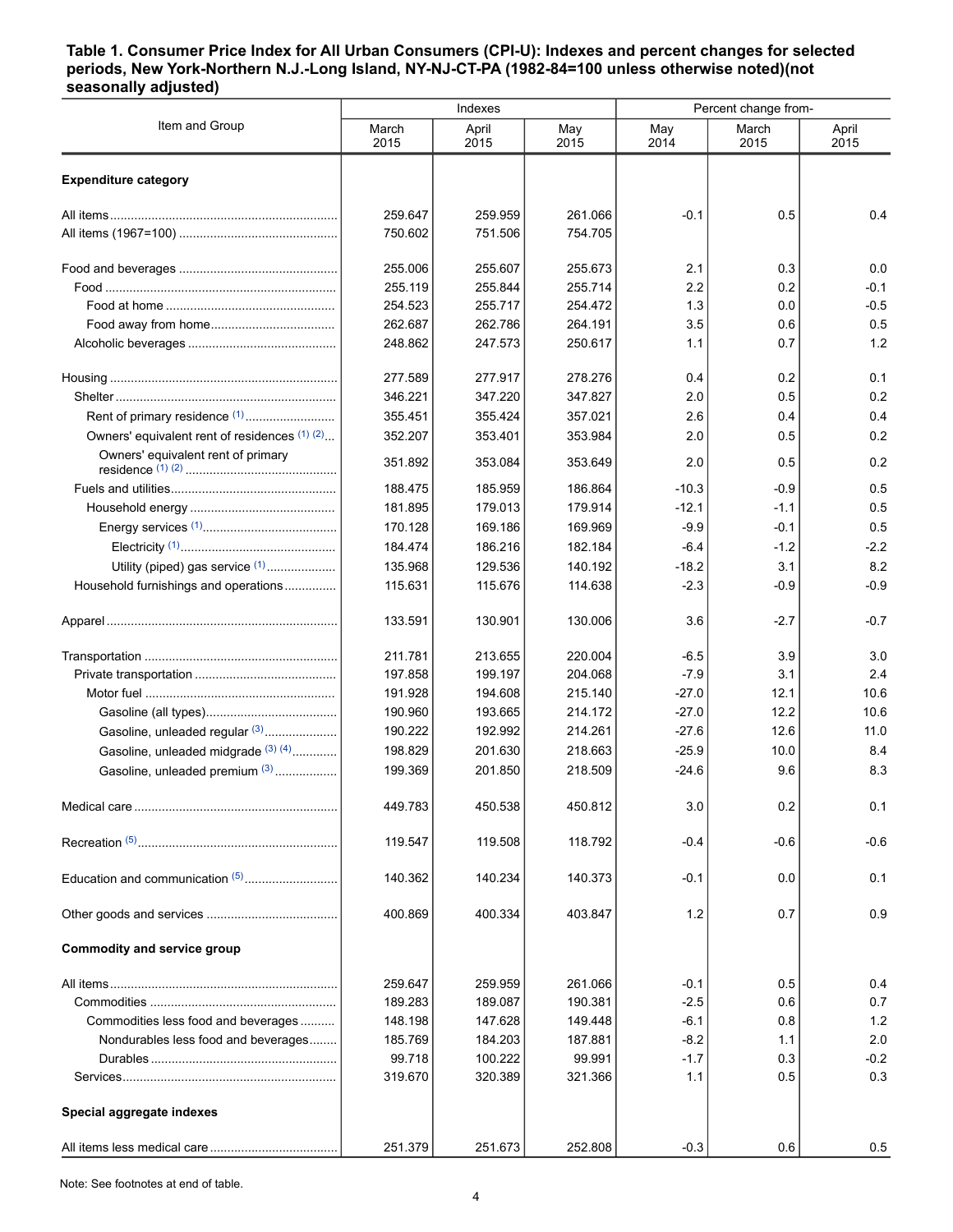**Table 1. Consumer Price Index for All Urban Consumers (CPI-U): Indexes and percent changes for selected periods, New York-Northern N.J.-Long Island, NY-NJ-CT-PA (1982-84=100 unless otherwise noted)(not seasonally adjusted)**

| Item and Group | Indexes | | | Percent change from- | | |
|---|---|---|---|---|---|---|
| | March 2015 | April 2015 | May 2015 | May 2014 | March 2015 | April 2015 |
| **Expenditure category** | | | | | | |
| All items | 259.647 | 259.959 | 261.066 | -0.1 | 0.5 | 0.4 |
| All items (1967=100) | 750.602 | 751.506 | 754.705 | | | |
| Food and beverages | 255.006 | 255.607 | 255.673 | 2.1 | 0.3 | 0.0 |
| Food | 255.119 | 255.844 | 255.714 | 2.2 | 0.2 | -0.1 |
| Food at home | 254.523 | 255.717 | 254.472 | 1.3 | 0.0 | -0.5 |
| Food away from home | 262.687 | 262.786 | 264.191 | 3.5 | 0.6 | 0.5 |
| Alcoholic beverages | 248.862 | 247.573 | 250.617 | 1.1 | 0.7 | 1.2 |
| Housing | 277.589 | 277.917 | 278.276 | 0.4 | 0.2 | 0.1 |
| Shelter | 346.221 | 347.220 | 347.827 | 2.0 | 0.5 | 0.2 |
| Rent of primary residence (1) | 355.451 | 355.424 | 357.021 | 2.6 | 0.4 | 0.4 |
| Owners' equivalent rent of residences (1) (2) | 352.207 | 353.401 | 353.984 | 2.0 | 0.5 | 0.2 |
| Owners' equivalent rent of primary residence (1) (2) | 351.892 | 353.084 | 353.649 | 2.0 | 0.5 | 0.2 |
| Fuels and utilities | 188.475 | 185.959 | 186.864 | -10.3 | -0.9 | 0.5 |
| Household energy | 181.895 | 179.013 | 179.914 | -12.1 | -1.1 | 0.5 |
| Energy services (1) | 170.128 | 169.186 | 169.969 | -9.9 | -0.1 | 0.5 |
| Electricity (1) | 184.474 | 186.216 | 182.184 | -6.4 | -1.2 | -2.2 |
| Utility (piped) gas service (1) | 135.968 | 129.536 | 140.192 | -18.2 | 3.1 | 8.2 |
| Household furnishings and operations | 115.631 | 115.676 | 114.638 | -2.3 | -0.9 | -0.9 |
| Apparel | 133.591 | 130.901 | 130.006 | 3.6 | -2.7 | -0.7 |
| Transportation | 211.781 | 213.655 | 220.004 | -6.5 | 3.9 | 3.0 |
| Private transportation | 197.858 | 199.197 | 204.068 | -7.9 | 3.1 | 2.4 |
| Motor fuel | 191.928 | 194.608 | 215.140 | -27.0 | 12.1 | 10.6 |
| Gasoline (all types) | 190.960 | 193.665 | 214.172 | -27.0 | 12.2 | 10.6 |
| Gasoline, unleaded regular (3) | 190.222 | 192.992 | 214.261 | -27.6 | 12.6 | 11.0 |
| Gasoline, unleaded midgrade (3) (4) | 198.829 | 201.630 | 218.663 | -25.9 | 10.0 | 8.4 |
| Gasoline, unleaded premium (3) | 199.369 | 201.850 | 218.509 | -24.6 | 9.6 | 8.3 |
| Medical care | 449.783 | 450.538 | 450.812 | 3.0 | 0.2 | 0.1 |
| Recreation (5) | 119.547 | 119.508 | 118.792 | -0.4 | -0.6 | -0.6 |
| Education and communication (5) | 140.362 | 140.234 | 140.373 | -0.1 | 0.0 | 0.1 |
| Other goods and services | 400.869 | 400.334 | 403.847 | 1.2 | 0.7 | 0.9 |
| **Commodity and service group** | | | | | | |
| All items | 259.647 | 259.959 | 261.066 | -0.1 | 0.5 | 0.4 |
| Commodities | 189.283 | 189.087 | 190.381 | -2.5 | 0.6 | 0.7 |
| Commodities less food and beverages | 148.198 | 147.628 | 149.448 | -6.1 | 0.8 | 1.2 |
| Nondurables less food and beverages | 185.769 | 184.203 | 187.881 | -8.2 | 1.1 | 2.0 |
| Durables | 99.718 | 100.222 | 99.991 | -1.7 | 0.3 | -0.2 |
| Services | 319.670 | 320.389 | 321.366 | 1.1 | 0.5 | 0.3 |
| **Special aggregate indexes** | | | | | | |
| All items less medical care | 251.379 | 251.673 | 252.808 | -0.3 | 0.6 | 0.5 |

Note: See footnotes at end of table.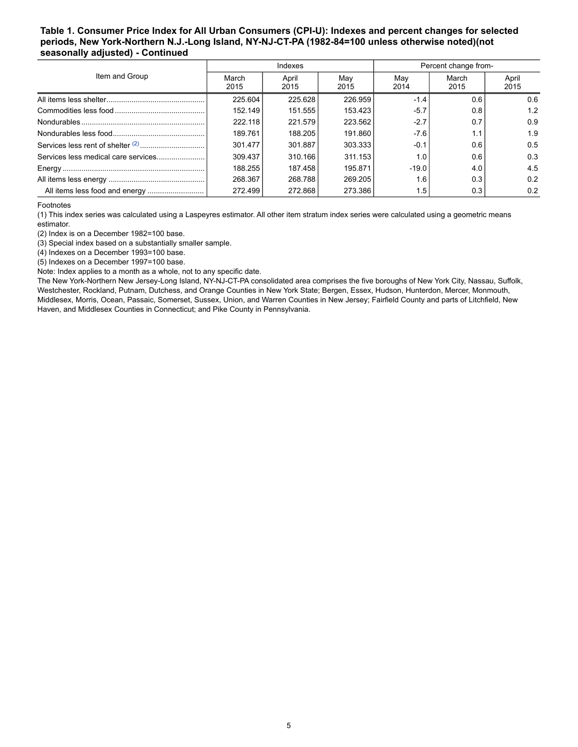**Table 1. Consumer Price Index for All Urban Consumers (CPI-U): Indexes and percent changes for selected periods, New York-Northern N.J.-Long Island, NY-NJ-CT-PA (1982-84=100 unless otherwise noted)(not seasonally adjusted) - Continued**

| Item and Group | Indexes | | | Percent change from- | | |
|---|---|---|---|---|---|---|
| | March 2015 | April 2015 | May 2015 | May 2014 | March 2015 | April 2015 |
| All items less shelter | 225.604 | 225.628 | 226.959 | -1.4 | 0.6 | 0.6 |
| Commodities less food | 152.149 | 151.555 | 153.423 | -5.7 | 0.8 | 1.2 |
| Nondurables | 222.118 | 221.579 | 223.562 | -2.7 | 0.7 | 0.9 |
| Nondurables less food | 189.761 | 188.205 | 191.860 | -7.6 | 1.1 | 1.9 |
| Services less rent of shelter (2) | 301.477 | 301.887 | 303.333 | -0.1 | 0.6 | 0.5 |
| Services less medical care services | 309.437 | 310.166 | 311.153 | 1.0 | 0.6 | 0.3 |
| Energy | 188.255 | 187.458 | 195.871 | -19.0 | 4.0 | 4.5 |
| All items less energy | 268.367 | 268.788 | 269.205 | 1.6 | 0.3 | 0.2 |
| All items less food and energy | 272.499 | 272.868 | 273.386 | 1.5 | 0.3 | 0.2 |

Footnotes

(1) This index series was calculated using a Laspeyres estimator. All other item stratum index series were calculated using a geometric means estimator.

(2) Index is on a December 1982=100 base.

(3) Special index based on a substantially smaller sample.

(4) Indexes on a December 1993=100 base.

(5) Indexes on a December 1997=100 base.

Note: Index applies to a month as a whole, not to any specific date.

The New York-Northern New Jersey-Long Island, NY-NJ-CT-PA consolidated area comprises the five boroughs of New York City, Nassau, Suffolk, Westchester, Rockland, Putnam, Dutchess, and Orange Counties in New York State; Bergen, Essex, Hudson, Hunterdon, Mercer, Monmouth, Middlesex, Morris, Ocean, Passaic, Somerset, Sussex, Union, and Warren Counties in New Jersey; Fairfield County and parts of Litchfield, New Haven, and Middlesex Counties in Connecticut; and Pike County in Pennsylvania.